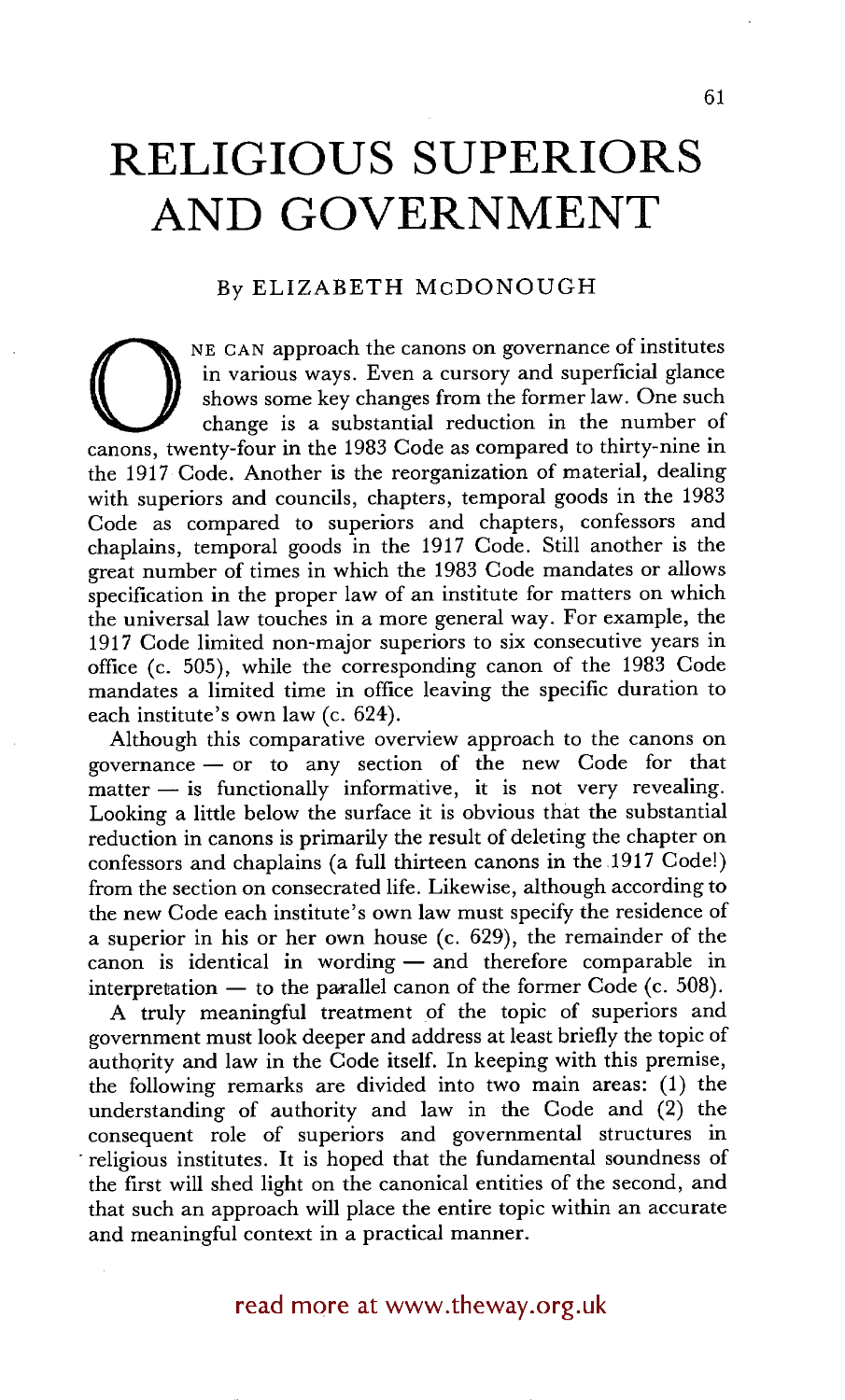# RELIGIOUS SUPERIORS AND GOVERNMENT

By ELIZABETH MCDONOUGH

ONE CAN approach the canons on governance of institutes in various ways. Even a cursory and superficial glance shows some key changes from the former law. One such change is a substantial reduction in the number of canons, twenty-four in the 1983 Code as compared to thirty-nine in the 1917 Code. Another is the reorganization of material, dealing with superiors and councils, chapters, temporal goods in the 1983 Code as compared to superiors and chapters, confessors and chaplains, temporal goods in the 1917 Code. Still another is the great number of times in which the 1983 Code mandates or allows specification in the proper law of an institute for matters on which the universal law touches in a more general way. For example, the 1917 Code limited non-major superiors to six consecutive years in office (c. 505), while the corresponding canon of the 1983 Code mandates a limited time in office leaving the specific duration to each institute's own law (c. 624).

Although this comparative overview approach to the canons on governance — or to any section of the new Code for that matter — is functionally informative, it is not very revealing. Looking a little below the surface it is obvious that the substantial reduction in canons is primarily the result of deleting the chapter on confessors and chaplains (a full thirteen canons in the 1917 Code!) from the section on consecrated life. Likewise, although according to the new Code each institute's own law must specify the residence of a superior in his or her own house (c. 629), the remainder of the canon is identical in wording — and therefore comparable in interpretation — to the parallel canon of the former Code (c. 508).

A truly meaningful treatment of the topic of superiors and government must look deeper and address at least briefly the topic of authority and law in the Code itself. In keeping with this premise, the following remarks are divided into two main areas: (1) the understanding of authority and law in the Code and (2) the consequent role of superiors and governmental structures in religious institutes. It is hoped that the fundamental soundness of the first will shed light on the canonical entities of the second, and that such an approach will place the entire topic within an accurate and meaningful context in a practical manner.

read more at www.theway.org.uk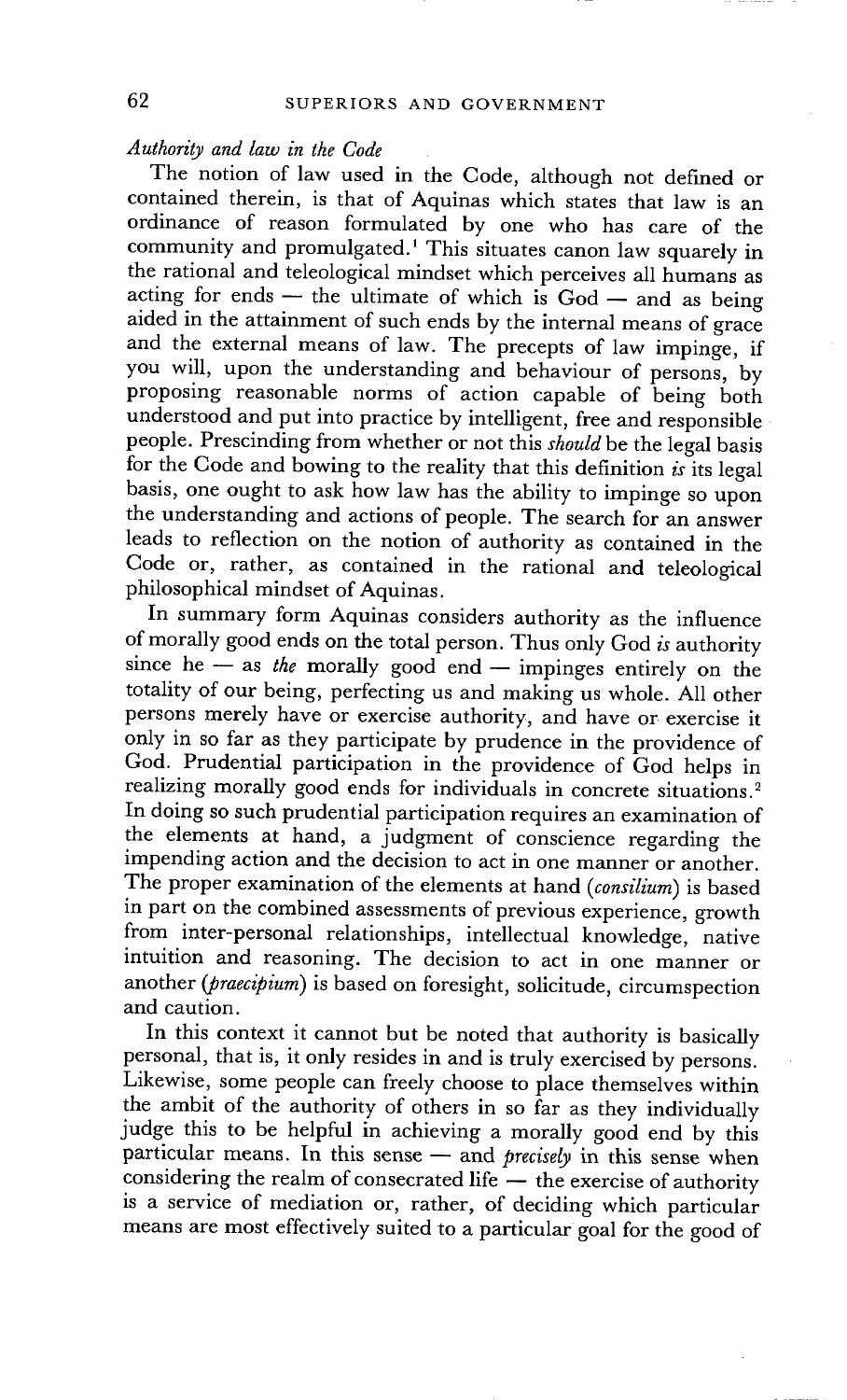*Authority and law in the Code*

The notion of law used in the Code, although not defined or contained therein, is that of Aquinas which states that law is an ordinance of reason formulated by one who has care of the community and promulgated.[1] This situates canon law squarely in the rational and teleological mindset which perceives all humans as acting for ends — the ultimate of which is God — and as being aided in the attainment of such ends by the internal means of grace and the external means of law. The precepts of law impinge, if you will, upon the understanding and behaviour of persons, by proposing reasonable norms of action capable of being both understood and put into practice by intelligent, free and responsible people. Prescinding from whether or not this *should* be the legal basis for the Code and bowing to the reality that this definition *is* its legal basis, one ought to ask how law has the ability to impinge so upon the understanding and actions of people. The search for an answer leads to reflection on the notion of authority as contained in the Code or, rather, as contained in the rational and teleological philosophical mindset of Aquinas.

In summary form Aquinas considers authority as the influence of morally good ends on the total person. Thus only God *is* authority since he — as *the* morally good end — impinges entirely on the totality of our being, perfecting us and making us whole. All other persons merely have or exercise authority, and have or exercise it only in so far as they participate by prudence in the providence of God. Prudential participation in the providence of God helps in realizing morally good ends for individuals in concrete situations.[2] In doing so such prudential participation requires an examination of the elements at hand, a judgment of conscience regarding the impending action and the decision to act in one manner or another. The proper examination of the elements at hand (*consilium*) is based in part on the combined assessments of previous experience, growth from inter-personal relationships, intellectual knowledge, native intuition and reasoning. The decision to act in one manner or another (*praecipium*) is based on foresight, solicitude, circumspection and caution.

In this context it cannot but be noted that authority is basically personal, that is, it only resides in and is truly exercised by persons. Likewise, some people can freely choose to place themselves within the ambit of the authority of others in so far as they individually judge this to be helpful in achieving a morally good end by this particular means. In this sense — and *precisely* in this sense when considering the realm of consecrated life — the exercise of authority is a service of mediation or, rather, of deciding which particular means are most effectively suited to a particular goal for the good of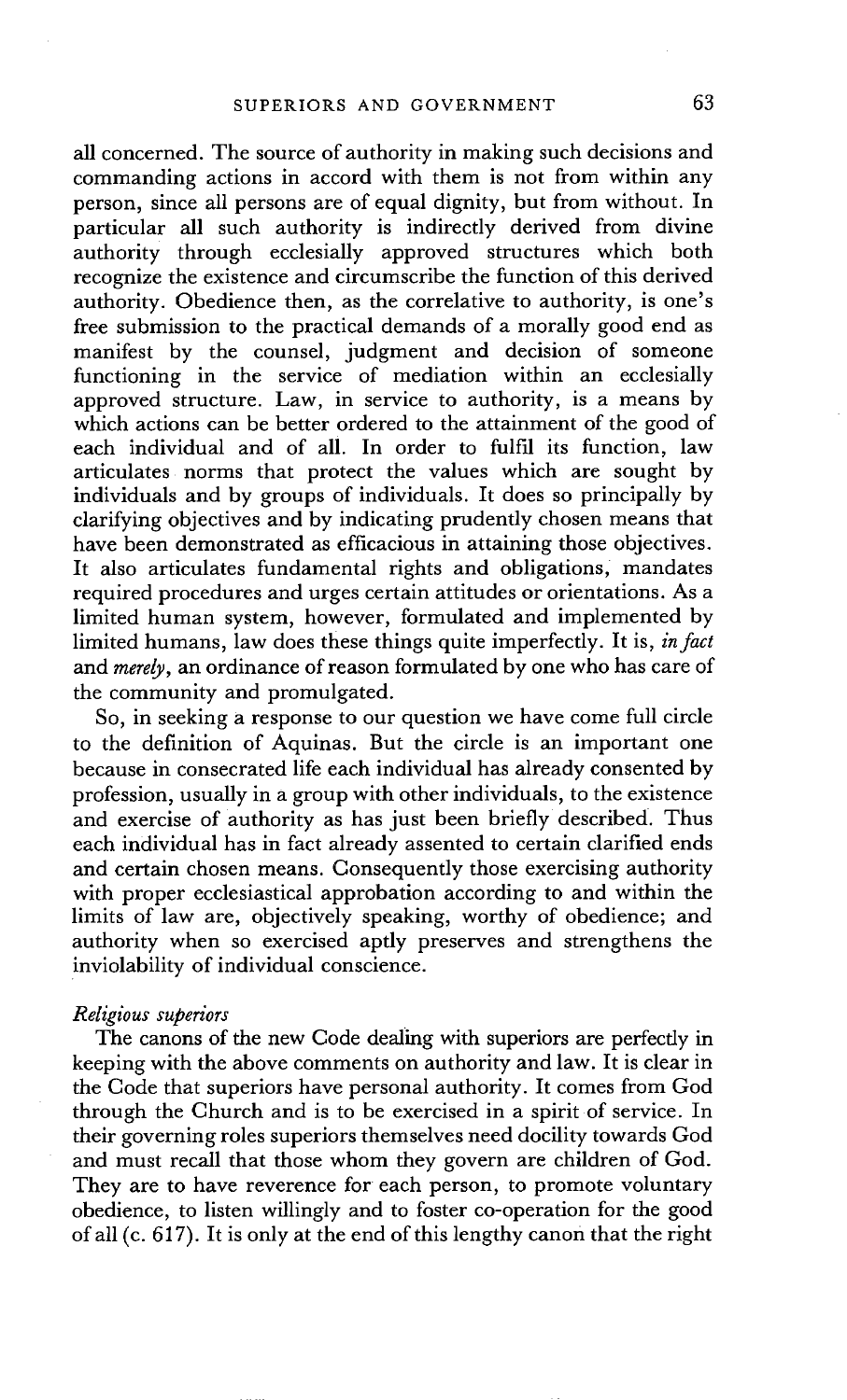all concerned. The source of authority in making such decisions and commanding actions in accord with them is not from within any person, since all persons are of equal dignity, but from without. In particular all such authority is indirectly derived from divine authority through ecclesially approved structures which both recognize the existence and circumscribe the function of this derived authority. Obedience then, as the correlative to authority, is one's free submission to the practical demands of a morally good end as manifest by the counsel, judgment and decision of someone functioning in the service of mediation within an ecclesially approved structure. Law, in service to authority, is a means by which actions can be better ordered to the attainment of the good of each individual and of all. In order to fulfil its function, law articulates norms that protect the values which are sought by individuals and by groups of individuals. It does so principally by clarifying objectives and by indicating prudently chosen means that have been demonstrated as efficacious in attaining those objectives. It also articulates fundamental rights and obligations, mandates required procedures and urges certain attitudes or orientations. As a limited human system, however, formulated and implemented by limited humans, law does these things quite imperfectly. It is, *in fact* and *merely*, an ordinance of reason formulated by one who has care of the community and promulgated.

So, in seeking a response to our question we have come full circle to the definition of Aquinas. But the circle is an important one because in consecrated life each individual has already consented by profession, usually in a group with other individuals, to the existence and exercise of authority as has just been briefly described. Thus each individual has in fact already assented to certain clarified ends and certain chosen means. Consequently those exercising authority with proper ecclesiastical approbation according to and within the limits of law are, objectively speaking, worthy of obedience; and authority when so exercised aptly preserves and strengthens the inviolability of individual conscience.

### *Religious superiors*

The canons of the new Code dealing with superiors are perfectly in keeping with the above comments on authority and law. It is clear in the Code that superiors have personal authority. It comes from God through the Church and is to be exercised in a spirit of service. In their governing roles superiors themselves need docility towards God and must recall that those whom they govern are children of God. They are to have reverence for each person, to promote voluntary obedience, to listen willingly and to foster co-operation for the good of all (c. 617). It is only at the end of this lengthy canon that the right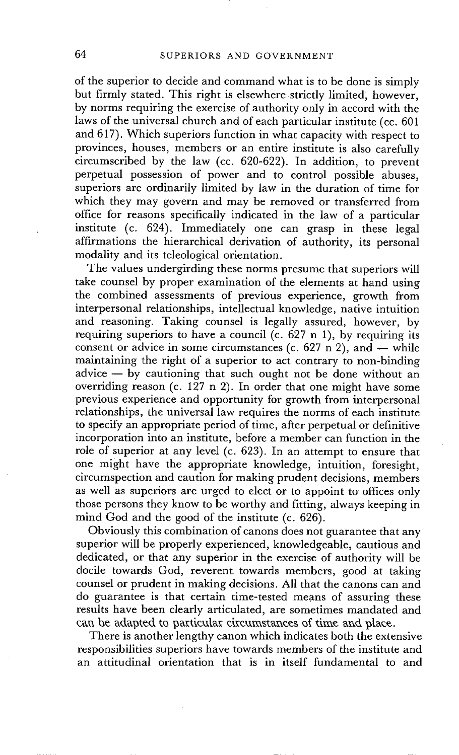of the superior to decide and command what is to be done is simply but firmly stated. This right is elsewhere strictly limited, however, by norms requiring the exercise of authority only in accord with the laws of the universal church and of each particular institute (cc. 601 and 617). Which superiors function in what capacity with respect to provinces, houses, members or an entire institute is also carefully circumscribed by the law (cc. 620-622). In addition, to prevent perpetual possession of power and to control possible abuses, superiors are ordinarily limited by law in the duration of time for which they may govern and may be removed or transferred from office for reasons specifically indicated in the law of a particular institute (c. 624). Immediately one can grasp in these legal affirmations the hierarchical derivation of authority, its personal modality and its teleological orientation.

The values undergirding these norms presume that superiors will take counsel by proper examination of the elements at hand using the combined assessments of previous experience, growth from interpersonal relationships, intellectual knowledge, native intuition and reasoning. Taking counsel is legally assured, however, by requiring superiors to have a council (c. 627 n 1), by requiring its consent or advice in some circumstances (c. 627 n 2), and — while maintaining the right of a superior to act contrary to non-binding advice — by cautioning that such ought not be done without an overriding reason (c. 127 n 2). In order that one might have some previous experience and opportunity for growth from interpersonal relationships, the universal law requires the norms of each institute to specify an appropriate period of time, after perpetual or definitive incorporation into an institute, before a member can function in the role of superior at any level (c. 623). In an attempt to ensure that one might have the appropriate knowledge, intuition, foresight, circumspection and caution for making prudent decisions, members as well as superiors are urged to elect or to appoint to offices only those persons they know to be worthy and fitting, always keeping in mind God and the good of the institute (c. 626).

Obviously this combination of canons does not guarantee that any superior will be properly experienced, knowledgeable, cautious and dedicated, or that any superior in the exercise of authority will be docile towards God, reverent towards members, good at taking counsel or prudent in making decisions. All that the canons can and do guarantee is that certain time-tested means of assuring these results have been clearly articulated, are sometimes mandated and can be adapted to particular circumstances of time and place.

There is another lengthy canon which indicates both the extensive responsibilities superiors have towards members of the institute and an attitudinal orientation that is in itself fundamental to and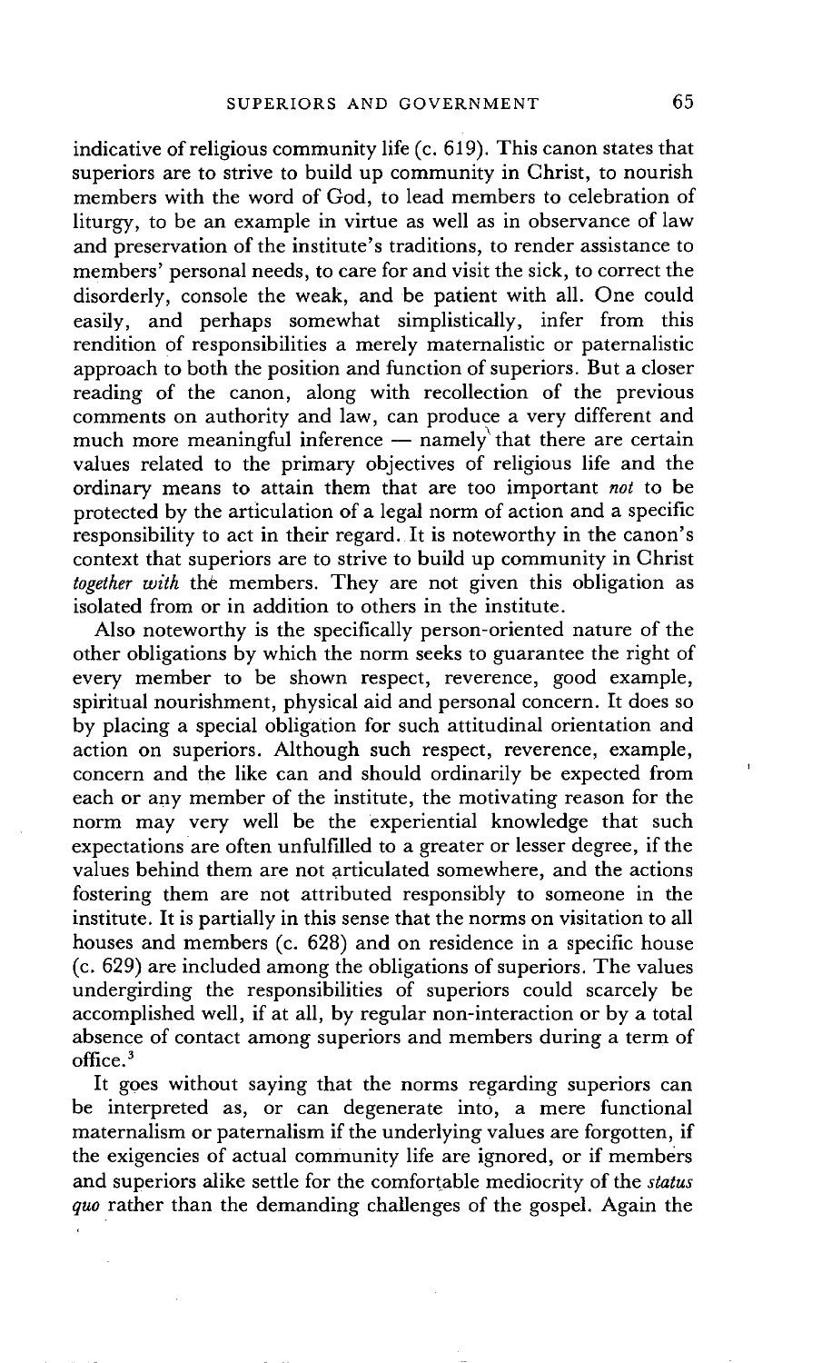indicative of religious community life (c. 619). This canon states that superiors are to strive to build up community in Christ, to nourish members with the word of God, to lead members to celebration of liturgy, to be an example in virtue as well as in observance of law and preservation of the institute's traditions, to render assistance to members' personal needs, to care for and visit the sick, to correct the disorderly, console the weak, and be patient with all. One could easily, and perhaps somewhat simplistically, infer from this rendition of responsibilities a merely maternalistic or paternalistic approach to both the position and function of superiors. But a closer reading of the canon, along with recollection of the previous comments on authority and law, can produce a very different and much more meaningful inference — namely that there are certain values related to the primary objectives of religious life and the ordinary means to attain them that are too important *not* to be protected by the articulation of a legal norm of action and a specific responsibility to act in their regard. It is noteworthy in the canon's context that superiors are to strive to build up community in Christ *together with* the members. They are not given this obligation as isolated from or in addition to others in the institute.

Also noteworthy is the specifically person-oriented nature of the other obligations by which the norm seeks to guarantee the right of every member to be shown respect, reverence, good example, spiritual nourishment, physical aid and personal concern. It does so by placing a special obligation for such attitudinal orientation and action on superiors. Although such respect, reverence, example, concern and the like can and should ordinarily be expected from each or any member of the institute, the motivating reason for the norm may very well be the experiential knowledge that such expectations are often unfulfilled to a greater or lesser degree, if the values behind them are not articulated somewhere, and the actions fostering them are not attributed responsibly to someone in the institute. It is partially in this sense that the norms on visitation to all houses and members (c. 628) and on residence in a specific house (c. 629) are included among the obligations of superiors. The values undergirding the responsibilities of superiors could scarcely be accomplished well, if at all, by regular non-interaction or by a total absence of contact among superiors and members during a term of office.[3]

It goes without saying that the norms regarding superiors can be interpreted as, or can degenerate into, a mere functional maternalism or paternalism if the underlying values are forgotten, if the exigencies of actual community life are ignored, or if members and superiors alike settle for the comfortable mediocrity of the *status quo* rather than the demanding challenges of the gospel. Again the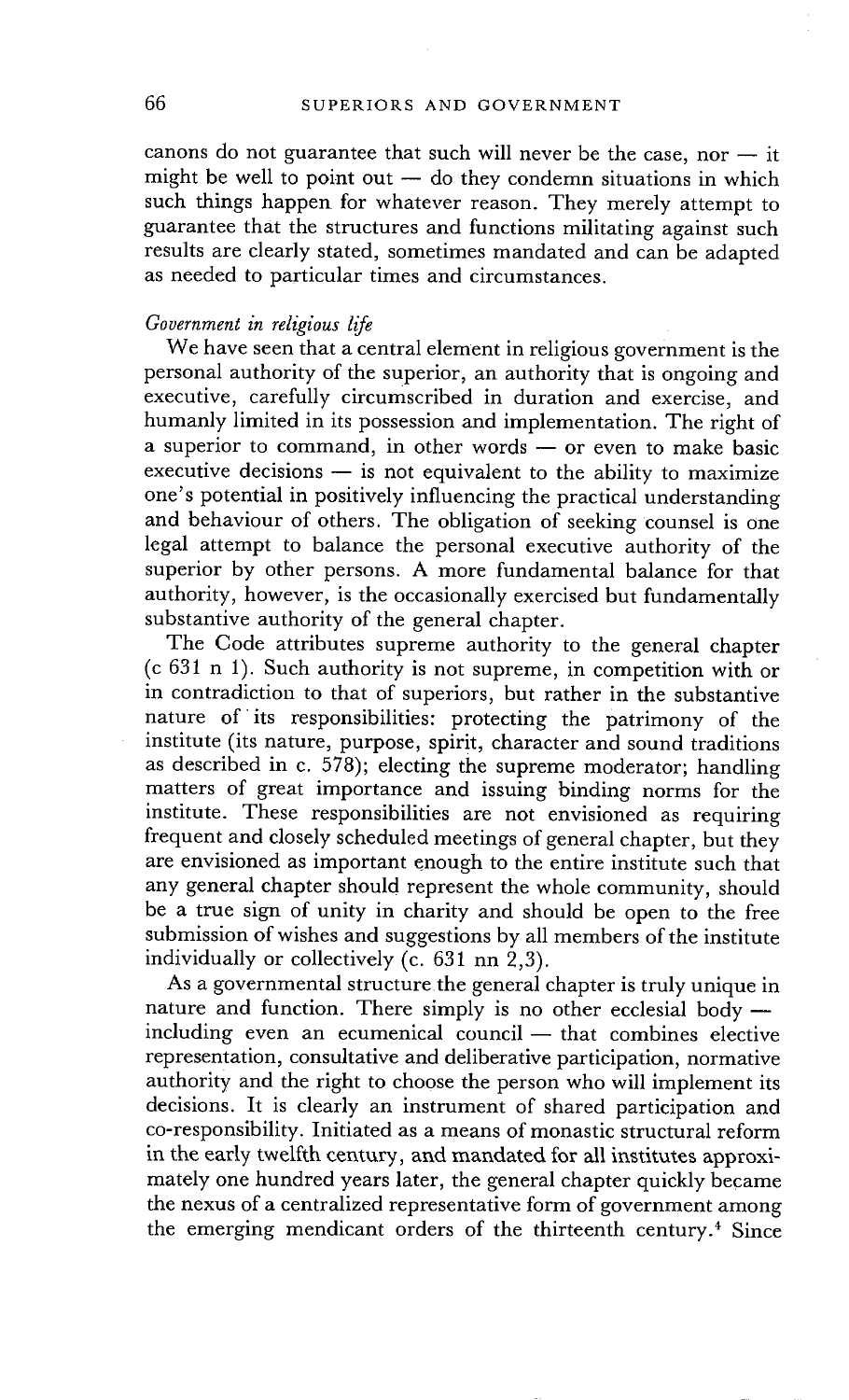canons do not guarantee that such will never be the case, nor — it might be well to point out — do they condemn situations in which such things happen for whatever reason. They merely attempt to guarantee that the structures and functions militating against such results are clearly stated, sometimes mandated and can be adapted as needed to particular times and circumstances.

*Government in religious life*

We have seen that a central element in religious government is the personal authority of the superior, an authority that is ongoing and executive, carefully circumscribed in duration and exercise, and humanly limited in its possession and implementation. The right of a superior to command, in other words — or even to make basic executive decisions — is not equivalent to the ability to maximize one's potential in positively influencing the practical understanding and behaviour of others. The obligation of seeking counsel is one legal attempt to balance the personal executive authority of the superior by other persons. A more fundamental balance for that authority, however, is the occasionally exercised but fundamentally substantive authority of the general chapter.

The Code attributes supreme authority to the general chapter (c 631 n 1). Such authority is not supreme, in competition with or in contradiction to that of superiors, but rather in the substantive nature of its responsibilities: protecting the patrimony of the institute (its nature, purpose, spirit, character and sound traditions as described in c. 578); electing the supreme moderator; handling matters of great importance and issuing binding norms for the institute. These responsibilities are not envisioned as requiring frequent and closely scheduled meetings of general chapter, but they are envisioned as important enough to the entire institute such that any general chapter should represent the whole community, should be a true sign of unity in charity and should be open to the free submission of wishes and suggestions by all members of the institute individually or collectively (c. 631 nn 2,3).

As a governmental structure the general chapter is truly unique in nature and function. There simply is no other ecclesial body — including even an ecumenical council — that combines elective representation, consultative and deliberative participation, normative authority and the right to choose the person who will implement its decisions. It is clearly an instrument of shared participation and co-responsibility. Initiated as a means of monastic structural reform in the early twelfth century, and mandated for all institutes approximately one hundred years later, the general chapter quickly became the nexus of a centralized representative form of government among the emerging mendicant orders of the thirteenth century.[4] Since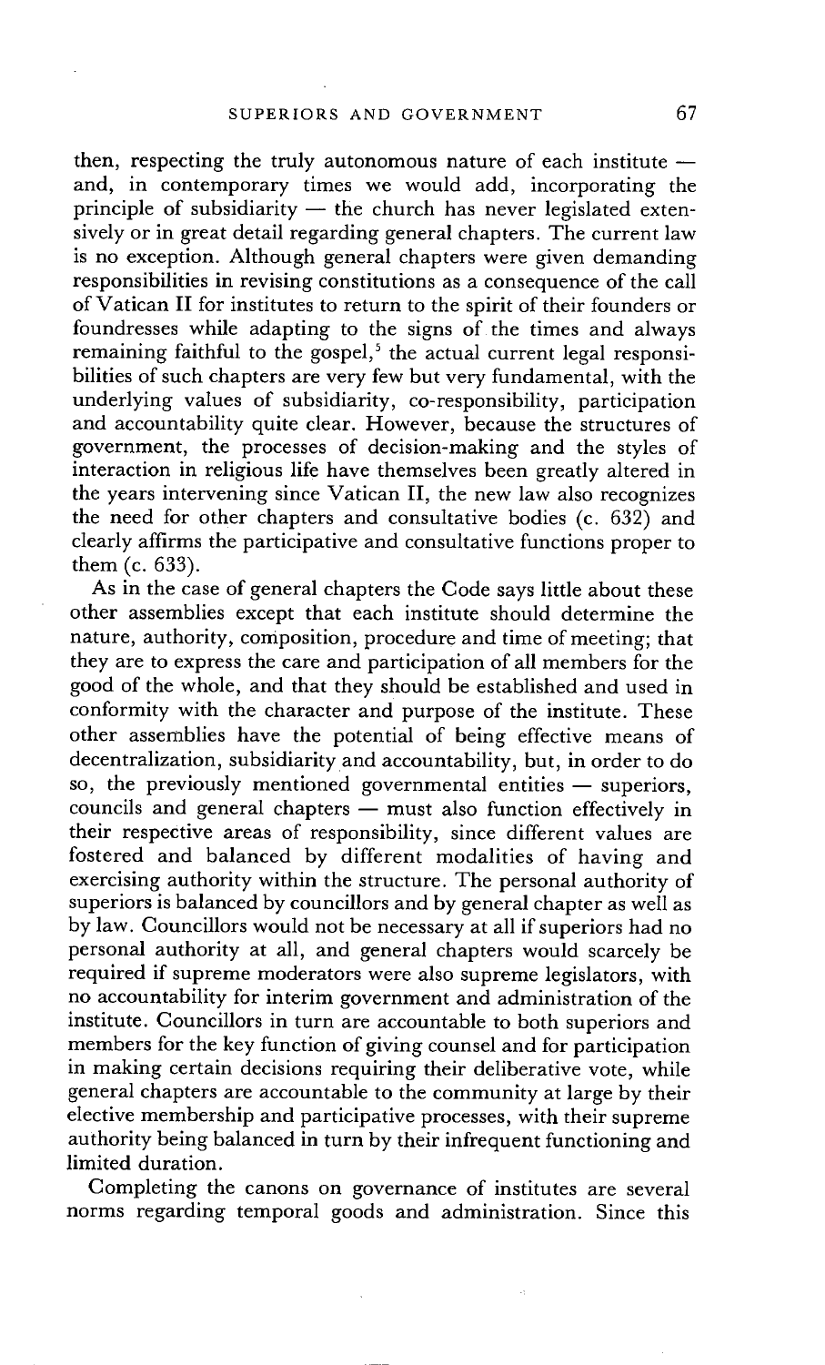then, respecting the truly autonomous nature of each institute — and, in contemporary times we would add, incorporating the principle of subsidiarity — the church has never legislated extensively or in great detail regarding general chapters. The current law is no exception. Although general chapters were given demanding responsibilities in revising constitutions as a consequence of the call of Vatican II for institutes to return to the spirit of their founders or foundresses while adapting to the signs of the times and always remaining faithful to the gospel,[5] the actual current legal responsibilities of such chapters are very few but very fundamental, with the underlying values of subsidiarity, co-responsibility, participation and accountability quite clear. However, because the structures of government, the processes of decision-making and the styles of interaction in religious life have themselves been greatly altered in the years intervening since Vatican II, the new law also recognizes the need for other chapters and consultative bodies (c. 632) and clearly affirms the participative and consultative functions proper to them (c. 633).

As in the case of general chapters the Code says little about these other assemblies except that each institute should determine the nature, authority, composition, procedure and time of meeting; that they are to express the care and participation of all members for the good of the whole, and that they should be established and used in conformity with the character and purpose of the institute. These other assemblies have the potential of being effective means of decentralization, subsidiarity and accountability, but, in order to do so, the previously mentioned governmental entities — superiors, councils and general chapters — must also function effectively in their respective areas of responsibility, since different values are fostered and balanced by different modalities of having and exercising authority within the structure. The personal authority of superiors is balanced by councillors and by general chapter as well as by law. Councillors would not be necessary at all if superiors had no personal authority at all, and general chapters would scarcely be required if supreme moderators were also supreme legislators, with no accountability for interim government and administration of the institute. Councillors in turn are accountable to both superiors and members for the key function of giving counsel and for participation in making certain decisions requiring their deliberative vote, while general chapters are accountable to the community at large by their elective membership and participative processes, with their supreme authority being balanced in turn by their infrequent functioning and limited duration.

Completing the canons on governance of institutes are several norms regarding temporal goods and administration. Since this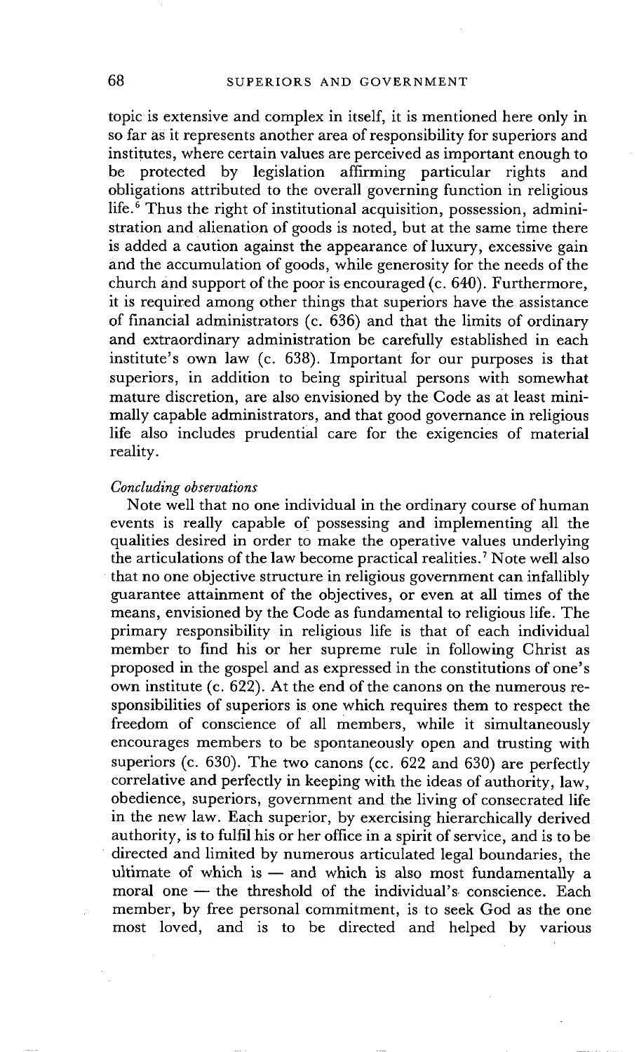topic is extensive and complex in itself, it is mentioned here only in so far as it represents another area of responsibility for superiors and institutes, where certain values are perceived as important enough to be protected by legislation affirming particular rights and obligations attributed to the overall governing function in religious life.[6] Thus the right of institutional acquisition, possession, administration and alienation of goods is noted, but at the same time there is added a caution against the appearance of luxury, excessive gain and the accumulation of goods, while generosity for the needs of the church and support of the poor is encouraged (c. 640). Furthermore, it is required among other things that superiors have the assistance of financial administrators (c. 636) and that the limits of ordinary and extraordinary administration be carefully established in each institute's own law (c. 638). Important for our purposes is that superiors, in addition to being spiritual persons with somewhat mature discretion, are also envisioned by the Code as at least minimally capable administrators, and that good governance in religious life also includes prudential care for the exigencies of material reality.

*Concluding observations*

Note well that no one individual in the ordinary course of human events is really capable of possessing and implementing all the qualities desired in order to make the operative values underlying the articulations of the law become practical realities.[7] Note well also that no one objective structure in religious government can infallibly guarantee attainment of the objectives, or even at all times of the means, envisioned by the Code as fundamental to religious life. The primary responsibility in religious life is that of each individual member to find his or her supreme rule in following Christ as proposed in the gospel and as expressed in the constitutions of one's own institute (c. 622). At the end of the canons on the numerous responsibilities of superiors is one which requires them to respect the freedom of conscience of all members, while it simultaneously encourages members to be spontaneously open and trusting with superiors (c. 630). The two canons (cc. 622 and 630) are perfectly correlative and perfectly in keeping with the ideas of authority, law, obedience, superiors, government and the living of consecrated life in the new law. Each superior, by exercising hierarchically derived authority, is to fulfil his or her office in a spirit of service, and is to be directed and limited by numerous articulated legal boundaries, the ultimate of which is — and which is also most fundamentally a moral one — the threshold of the individual's conscience. Each member, by free personal commitment, is to seek God as the one most loved, and is to be directed and helped by various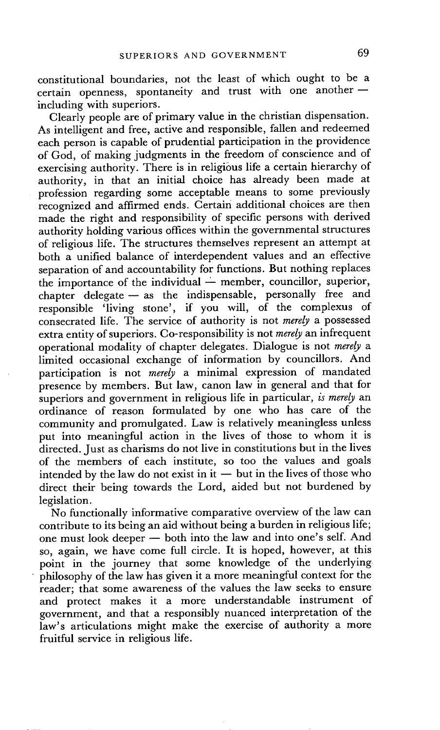constitutional boundaries, not the least of which ought to be a certain openness, spontaneity and trust with one another — including with superiors.

Clearly people are of primary value in the christian dispensation. As intelligent and free, active and responsible, fallen and redeemed each person is capable of prudential participation in the providence of God, of making judgments in the freedom of conscience and of exercising authority. There is in religious life a certain hierarchy of authority, in that an initial choice has already been made at profession regarding some acceptable means to some previously recognized and affirmed ends. Certain additional choices are then made the right and responsibility of specific persons with derived authority holding various offices within the governmental structures of religious life. The structures themselves represent an attempt at both a unified balance of interdependent values and an effective separation of and accountability for functions. But nothing replaces the importance of the individual — member, councillor, superior, chapter delegate — as the indispensable, personally free and responsible 'living stone', if you will, of the complexus of consecrated life. The service of authority is not *merely* a possessed extra entity of superiors. Co-responsibility is not *merely* an infrequent operational modality of chapter delegates. Dialogue is not *merely* a limited occasional exchange of information by councillors. And participation is not *merely* a minimal expression of mandated presence by members. But law, canon law in general and that for superiors and government in religious life in particular, *is merely* an ordinance of reason formulated by one who has care of the community and promulgated. Law is relatively meaningless unless put into meaningful action in the lives of those to whom it is directed. Just as charisms do not live in constitutions but in the lives of the members of each institute, so too the values and goals intended by the law do not exist in it — but in the lives of those who direct their being towards the Lord, aided but not burdened by legislation.

No functionally informative comparative overview of the law can contribute to its being an aid without being a burden in religious life; one must look deeper — both into the law and into one's self. And so, again, we have come full circle. It is hoped, however, at this point in the journey that some knowledge of the underlying philosophy of the law has given it a more meaningful context for the reader; that some awareness of the values the law seeks to ensure and protect makes it a more understandable instrument of government, and that a responsibly nuanced interpretation of the law's articulations might make the exercise of authority a more fruitful service in religious life.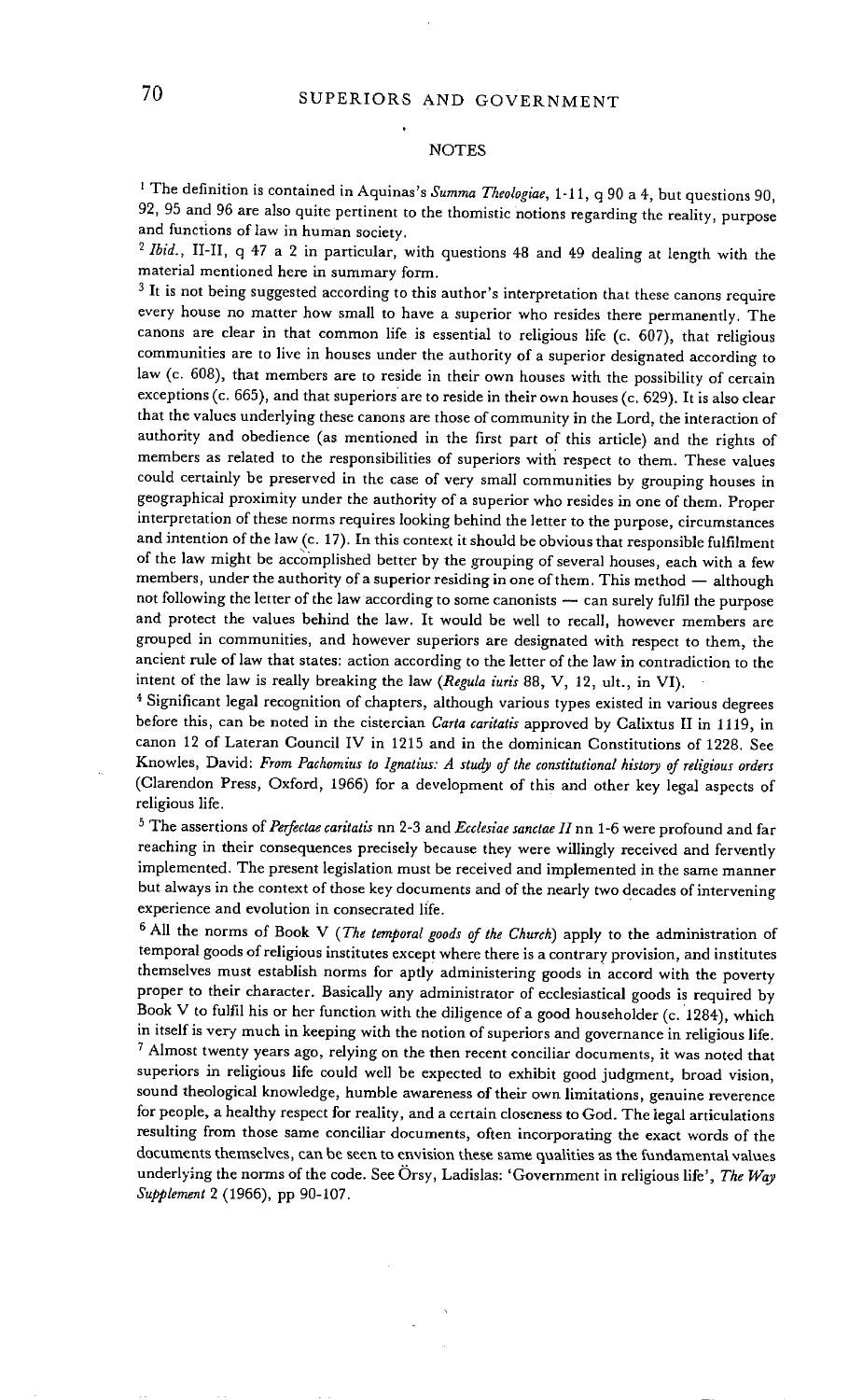## NOTES

[1] The definition is contained in Aquinas's *Summa Theologiae*, I-II, q 90 a 4, but questions 90, 92, 95 and 96 are also quite pertinent to the thomistic notions regarding the reality, purpose and functions of law in human society.

[2] *Ibid.*, II-II, q 47 a 2 in particular, with questions 48 and 49 dealing at length with the material mentioned here in summary form.

[3] It is not being suggested according to this author's interpretation that these canons require every house no matter how small to have a superior who resides there permanently. The canons are clear in that common life is essential to religious life (c. 607), that religious communities are to live in houses under the authority of a superior designated according to law (c. 608), that members are to reside in their own houses with the possibility of certain exceptions (c. 665), and that superiors are to reside in their own houses (c. 629). It is also clear that the values underlying these canons are those of community in the Lord, the interaction of authority and obedience (as mentioned in the first part of this article) and the rights of members as related to the responsibilities of superiors with respect to them. These values could certainly be preserved in the case of very small communities by grouping houses in geographical proximity under the authority of a superior who resides in one of them. Proper interpretation of these norms requires looking behind the letter to the purpose, circumstances and intention of the law (c. 17). In this context it should be obvious that responsible fulfilment of the law might be accomplished better by the grouping of several houses, each with a few members, under the authority of a superior residing in one of them. This method — although not following the letter of the law according to some canonists — can surely fulfil the purpose and protect the values behind the law. It would be well to recall, however members are grouped in communities, and however superiors are designated with respect to them, the ancient rule of law that states: action according to the letter of the law in contradiction to the intent of the law is really breaking the law (*Regula iuris* 88, V, 12, ult., in VI).

[4] Significant legal recognition of chapters, although various types existed in various degrees before this, can be noted in the cistercian *Carta caritatis* approved by Calixtus II in 1119, in canon 12 of Lateran Council IV in 1215 and in the dominican Constitutions of 1228. See Knowles, David: *From Pachomius to Ignatius: A study of the constitutional history of religious orders* (Clarendon Press, Oxford, 1966) for a development of this and other key legal aspects of religious life.

[5] The assertions of *Perfectae caritatis* nn 2-3 and *Ecclesiae sanctae II* nn 1-6 were profound and far reaching in their consequences precisely because they were willingly received and fervently implemented. The present legislation must be received and implemented in the same manner but always in the context of those key documents and of the nearly two decades of intervening experience and evolution in consecrated life.

[6] All the norms of Book V (*The temporal goods of the Church*) apply to the administration of temporal goods of religious institutes except where there is a contrary provision, and institutes themselves must establish norms for aptly administering goods in accord with the poverty proper to their character. Basically any administrator of ecclesiastical goods is required by Book V to fulfil his or her function with the diligence of a good householder (c. 1284), which in itself is very much in keeping with the notion of superiors and governance in religious life.

[7] Almost twenty years ago, relying on the then recent conciliar documents, it was noted that superiors in religious life could well be expected to exhibit good judgment, broad vision, sound theological knowledge, humble awareness of their own limitations, genuine reverence for people, a healthy respect for reality, and a certain closeness to God. The legal articulations resulting from those same conciliar documents, often incorporating the exact words of the documents themselves, can be seen to envision these same qualities as the fundamental values underlying the norms of the code. See Örsy, Ladislas: 'Government in religious life', *The Way Supplement* 2 (1966), pp 90-107.